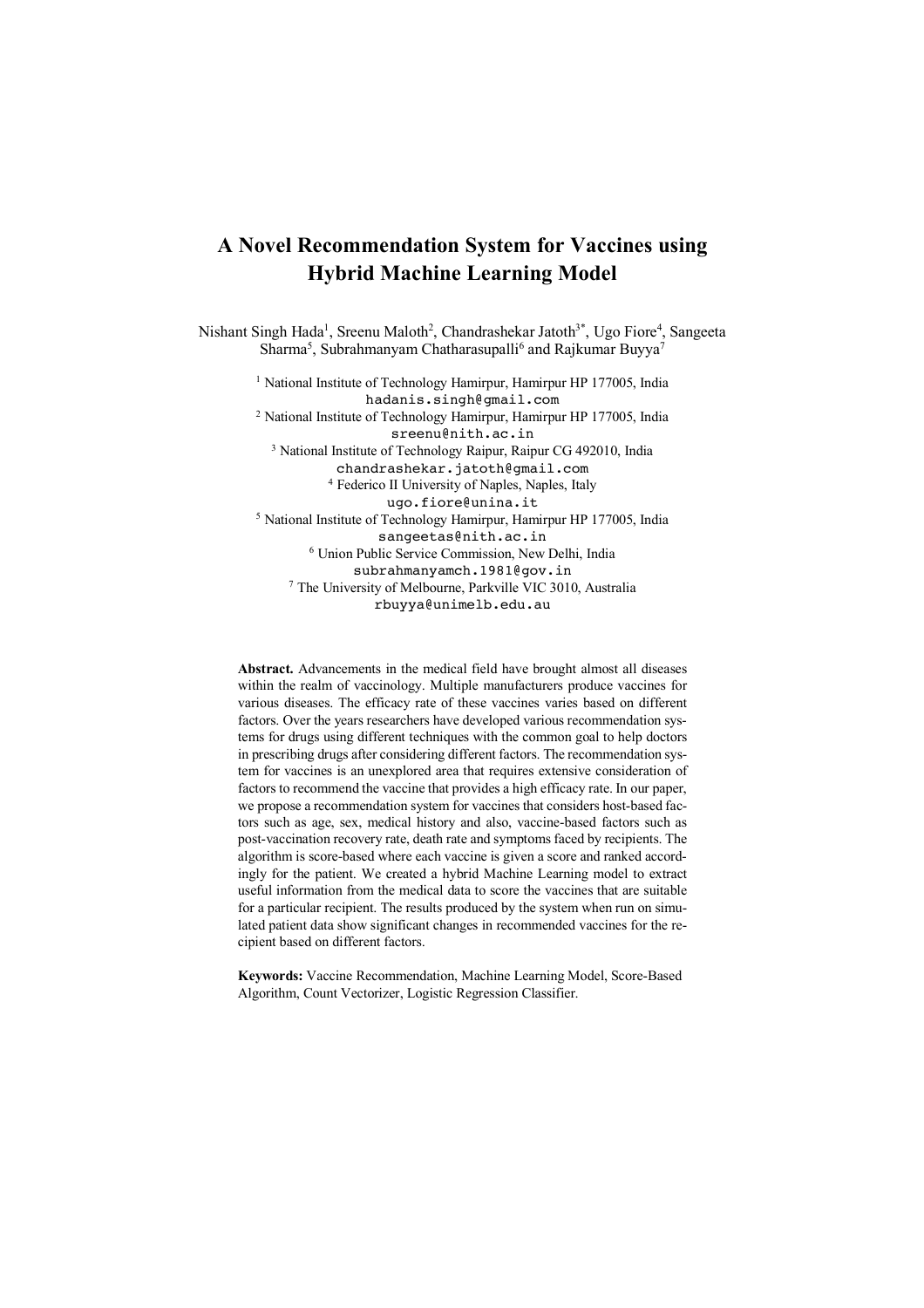# A Novel Recommendation System for Vaccines using Hybrid Machine Learning Model

Nishant Singh Hada[1], Sreenu Maloth[2], Chandrashekar Jatoth[3*], Ugo Fiore[4], Sangeeta Sharma[5], Subrahmanyam Chatharasupalli[6] and Rajkumar Buyya[7]

[1] National Institute of Technology Hamirpur, Hamirpur HP 177005, India
hadanis.singh@gmail.com

[2] National Institute of Technology Hamirpur, Hamirpur HP 177005, India
sreenu@nith.ac.in

[3] National Institute of Technology Raipur, Raipur CG 492010, India
chandrashekar.jatoth@gmail.com

[4] Federico II University of Naples, Naples, Italy
ugo.fiore@unina.it

[5] National Institute of Technology Hamirpur, Hamirpur HP 177005, India
sangeetas@nith.ac.in

[6] Union Public Service Commission, New Delhi, India
subrahmanyamch.1981@gov.in

[7] The University of Melbourne, Parkville VIC 3010, Australia
rbuyya@unimelb.edu.au

**Abstract.** Advancements in the medical field have brought almost all diseases within the realm of vaccinology. Multiple manufacturers produce vaccines for various diseases. The efficacy rate of these vaccines varies based on different factors. Over the years researchers have developed various recommendation systems for drugs using different techniques with the common goal to help doctors in prescribing drugs after considering different factors. The recommendation system for vaccines is an unexplored area that requires extensive consideration of factors to recommend the vaccine that provides a high efficacy rate. In our paper, we propose a recommendation system for vaccines that considers host-based factors such as age, sex, medical history and also, vaccine-based factors such as post-vaccination recovery rate, death rate and symptoms faced by recipients. The algorithm is score-based where each vaccine is given a score and ranked accordingly for the patient. We created a hybrid Machine Learning model to extract useful information from the medical data to score the vaccines that are suitable for a particular recipient. The results produced by the system when run on simulated patient data show significant changes in recommended vaccines for the recipient based on different factors.

**Keywords:** Vaccine Recommendation, Machine Learning Model, Score-Based Algorithm, Count Vectorizer, Logistic Regression Classifier.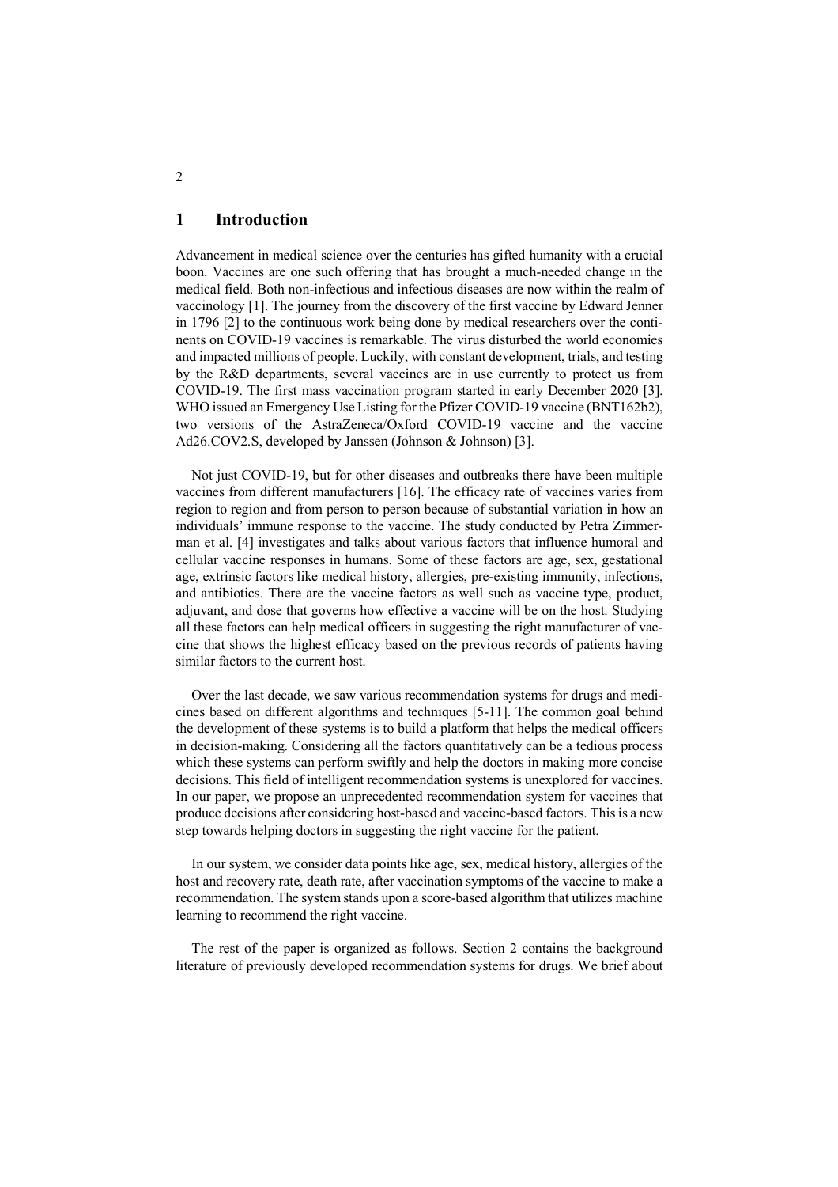## 1 Introduction

Advancement in medical science over the centuries has gifted humanity with a crucial boon. Vaccines are one such offering that has brought a much-needed change in the medical field. Both non-infectious and infectious diseases are now within the realm of vaccinology [1]. The journey from the discovery of the first vaccine by Edward Jenner in 1796 [2] to the continuous work being done by medical researchers over the continents on COVID-19 vaccines is remarkable. The virus disturbed the world economies and impacted millions of people. Luckily, with constant development, trials, and testing by the R&D departments, several vaccines are in use currently to protect us from COVID-19. The first mass vaccination program started in early December 2020 [3]. WHO issued an Emergency Use Listing for the Pfizer COVID-19 vaccine (BNT162b2), two versions of the AstraZeneca/Oxford COVID-19 vaccine and the vaccine Ad26.COV2.S, developed by Janssen (Johnson & Johnson) [3].

Not just COVID-19, but for other diseases and outbreaks there have been multiple vaccines from different manufacturers [16]. The efficacy rate of vaccines varies from region to region and from person to person because of substantial variation in how an individuals' immune response to the vaccine. The study conducted by Petra Zimmerman et al. [4] investigates and talks about various factors that influence humoral and cellular vaccine responses in humans. Some of these factors are age, sex, gestational age, extrinsic factors like medical history, allergies, pre-existing immunity, infections, and antibiotics. There are the vaccine factors as well such as vaccine type, product, adjuvant, and dose that governs how effective a vaccine will be on the host. Studying all these factors can help medical officers in suggesting the right manufacturer of vaccine that shows the highest efficacy based on the previous records of patients having similar factors to the current host.

Over the last decade, we saw various recommendation systems for drugs and medicines based on different algorithms and techniques [5-11]. The common goal behind the development of these systems is to build a platform that helps the medical officers in decision-making. Considering all the factors quantitatively can be a tedious process which these systems can perform swiftly and help the doctors in making more concise decisions. This field of intelligent recommendation systems is unexplored for vaccines. In our paper, we propose an unprecedented recommendation system for vaccines that produce decisions after considering host-based and vaccine-based factors. This is a new step towards helping doctors in suggesting the right vaccine for the patient.

In our system, we consider data points like age, sex, medical history, allergies of the host and recovery rate, death rate, after vaccination symptoms of the vaccine to make a recommendation. The system stands upon a score-based algorithm that utilizes machine learning to recommend the right vaccine.

The rest of the paper is organized as follows. Section 2 contains the background literature of previously developed recommendation systems for drugs. We brief about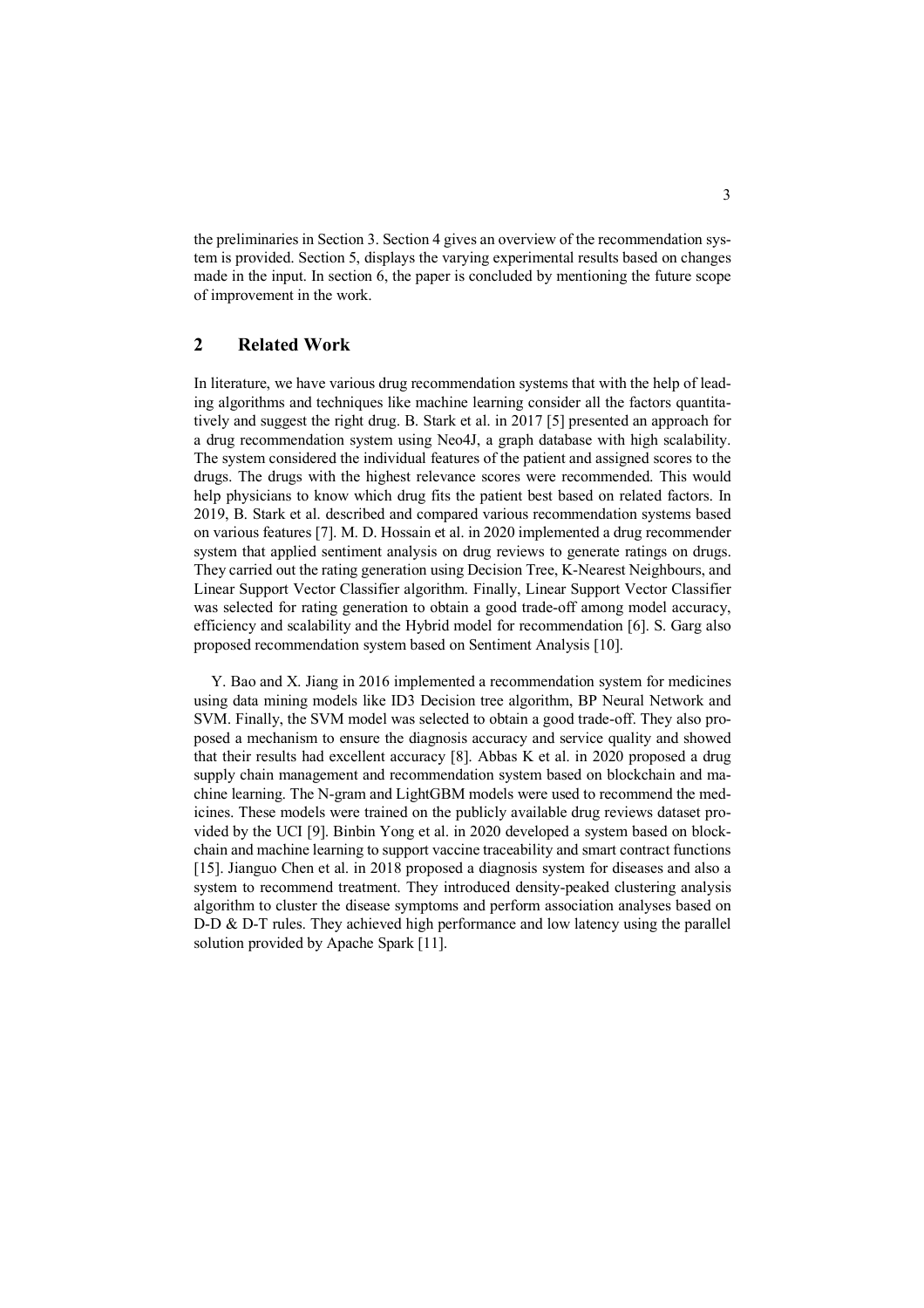the preliminaries in Section 3. Section 4 gives an overview of the recommendation system is provided. Section 5, displays the varying experimental results based on changes made in the input. In section 6, the paper is concluded by mentioning the future scope of improvement in the work.

## 2 Related Work

In literature, we have various drug recommendation systems that with the help of leading algorithms and techniques like machine learning consider all the factors quantitatively and suggest the right drug. B. Stark et al. in 2017 [5] presented an approach for a drug recommendation system using Neo4J, a graph database with high scalability. The system considered the individual features of the patient and assigned scores to the drugs. The drugs with the highest relevance scores were recommended. This would help physicians to know which drug fits the patient best based on related factors. In 2019, B. Stark et al. described and compared various recommendation systems based on various features [7]. M. D. Hossain et al. in 2020 implemented a drug recommender system that applied sentiment analysis on drug reviews to generate ratings on drugs. They carried out the rating generation using Decision Tree, K-Nearest Neighbours, and Linear Support Vector Classifier algorithm. Finally, Linear Support Vector Classifier was selected for rating generation to obtain a good trade-off among model accuracy, efficiency and scalability and the Hybrid model for recommendation [6]. S. Garg also proposed recommendation system based on Sentiment Analysis [10].

Y. Bao and X. Jiang in 2016 implemented a recommendation system for medicines using data mining models like ID3 Decision tree algorithm, BP Neural Network and SVM. Finally, the SVM model was selected to obtain a good trade-off. They also proposed a mechanism to ensure the diagnosis accuracy and service quality and showed that their results had excellent accuracy [8]. Abbas K et al. in 2020 proposed a drug supply chain management and recommendation system based on blockchain and machine learning. The N-gram and LightGBM models were used to recommend the medicines. These models were trained on the publicly available drug reviews dataset provided by the UCI [9]. Binbin Yong et al. in 2020 developed a system based on blockchain and machine learning to support vaccine traceability and smart contract functions [15]. Jianguo Chen et al. in 2018 proposed a diagnosis system for diseases and also a system to recommend treatment. They introduced density-peaked clustering analysis algorithm to cluster the disease symptoms and perform association analyses based on D-D & D-T rules. They achieved high performance and low latency using the parallel solution provided by Apache Spark [11].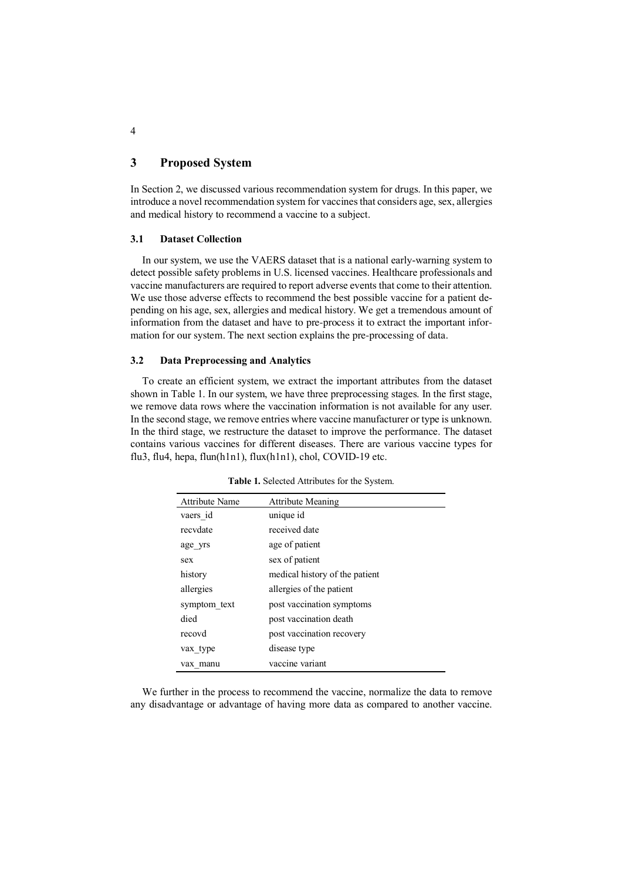## 3 Proposed System

In Section 2, we discussed various recommendation system for drugs. In this paper, we introduce a novel recommendation system for vaccines that considers age, sex, allergies and medical history to recommend a vaccine to a subject.

### 3.1 Dataset Collection

In our system, we use the VAERS dataset that is a national early-warning system to detect possible safety problems in U.S. licensed vaccines. Healthcare professionals and vaccine manufacturers are required to report adverse events that come to their attention. We use those adverse effects to recommend the best possible vaccine for a patient depending on his age, sex, allergies and medical history. We get a tremendous amount of information from the dataset and have to pre-process it to extract the important information for our system. The next section explains the pre-processing of data.

### 3.2 Data Preprocessing and Analytics

To create an efficient system, we extract the important attributes from the dataset shown in Table 1. In our system, we have three preprocessing stages. In the first stage, we remove data rows where the vaccination information is not available for any user. In the second stage, we remove entries where vaccine manufacturer or type is unknown. In the third stage, we restructure the dataset to improve the performance. The dataset contains various vaccines for different diseases. There are various vaccine types for flu3, flu4, hepa, flun(h1n1), flux(h1n1), chol, COVID-19 etc.

**Table 1.** Selected Attributes for the System.

| Attribute Name | Attribute Meaning |
|---|---|
| vaers_id | unique id |
| recvdate | received date |
| age_yrs | age of patient |
| sex | sex of patient |
| history | medical history of the patient |
| allergies | allergies of the patient |
| symptom_text | post vaccination symptoms |
| died | post vaccination death |
| recovd | post vaccination recovery |
| vax_type | disease type |
| vax_manu | vaccine variant |

We further in the process to recommend the vaccine, normalize the data to remove any disadvantage or advantage of having more data as compared to another vaccine.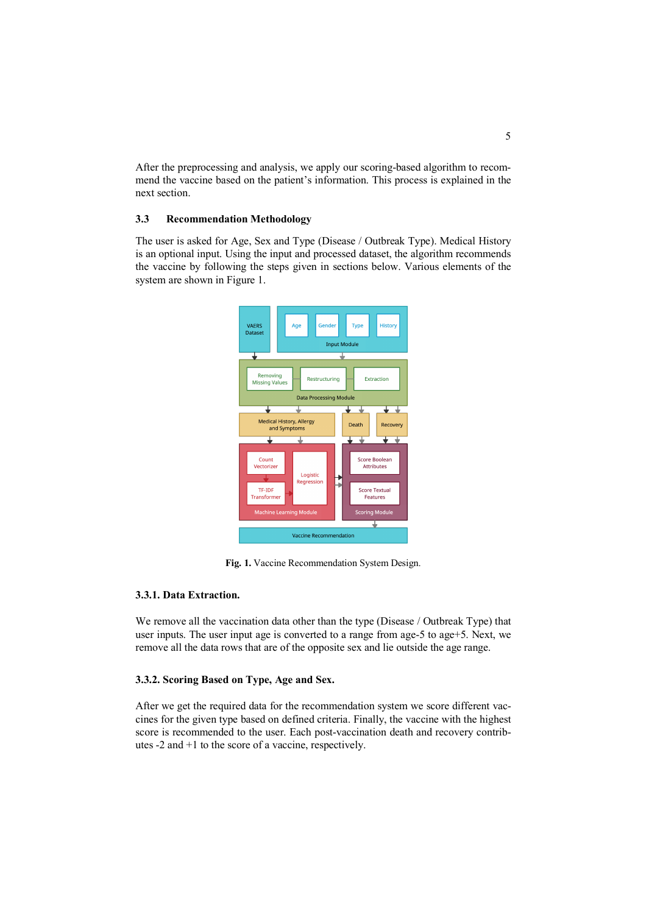After the preprocessing and analysis, we apply our scoring-based algorithm to recommend the vaccine based on the patient's information. This process is explained in the next section.

### 3.3 Recommendation Methodology

The user is asked for Age, Sex and Type (Disease / Outbreak Type). Medical History is an optional input. Using the input and processed dataset, the algorithm recommends the vaccine by following the steps given in sections below. Various elements of the system are shown in Figure 1.

**Fig. 1.** Vaccine Recommendation System Design.

#### 3.3.1. Data Extraction.

We remove all the vaccination data other than the type (Disease / Outbreak Type) that user inputs. The user input age is converted to a range from age-5 to age+5. Next, we remove all the data rows that are of the opposite sex and lie outside the age range.

#### 3.3.2. Scoring Based on Type, Age and Sex.

After we get the required data for the recommendation system we score different vaccines for the given type based on defined criteria. Finally, the vaccine with the highest score is recommended to the user. Each post-vaccination death and recovery contributes -2 and +1 to the score of a vaccine, respectively.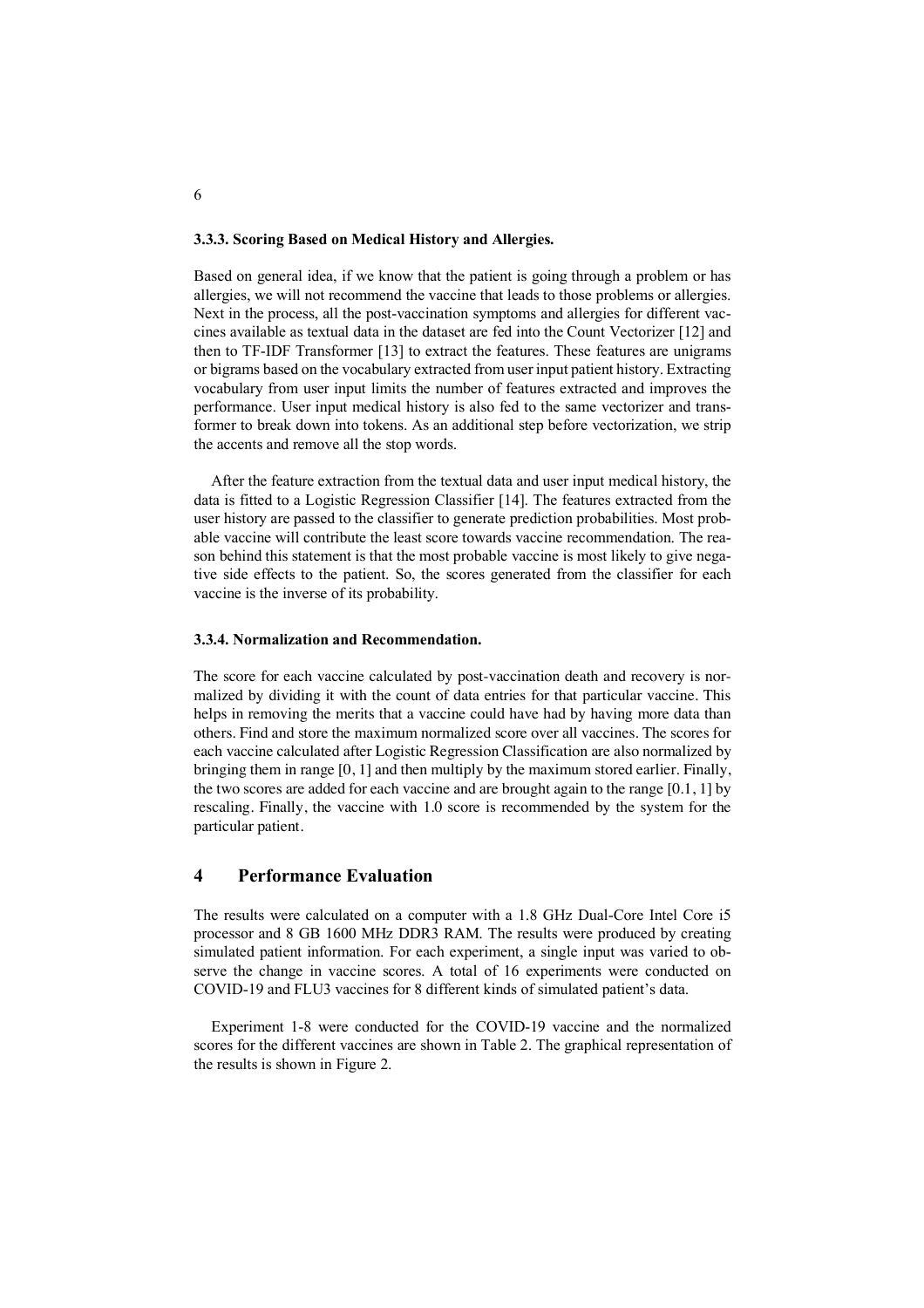### 3.3.3. Scoring Based on Medical History and Allergies.

Based on general idea, if we know that the patient is going through a problem or has allergies, we will not recommend the vaccine that leads to those problems or allergies. Next in the process, all the post-vaccination symptoms and allergies for different vaccines available as textual data in the dataset are fed into the Count Vectorizer [12] and then to TF-IDF Transformer [13] to extract the features. These features are unigrams or bigrams based on the vocabulary extracted from user input patient history. Extracting vocabulary from user input limits the number of features extracted and improves the performance. User input medical history is also fed to the same vectorizer and transformer to break down into tokens. As an additional step before vectorization, we strip the accents and remove all the stop words.

After the feature extraction from the textual data and user input medical history, the data is fitted to a Logistic Regression Classifier [14]. The features extracted from the user history are passed to the classifier to generate prediction probabilities. Most probable vaccine will contribute the least score towards vaccine recommendation. The reason behind this statement is that the most probable vaccine is most likely to give negative side effects to the patient. So, the scores generated from the classifier for each vaccine is the inverse of its probability.

### 3.3.4. Normalization and Recommendation.

The score for each vaccine calculated by post-vaccination death and recovery is normalized by dividing it with the count of data entries for that particular vaccine. This helps in removing the merits that a vaccine could have had by having more data than others. Find and store the maximum normalized score over all vaccines. The scores for each vaccine calculated after Logistic Regression Classification are also normalized by bringing them in range [0, 1] and then multiply by the maximum stored earlier. Finally, the two scores are added for each vaccine and are brought again to the range [0.1, 1] by rescaling. Finally, the vaccine with 1.0 score is recommended by the system for the particular patient.

## 4 Performance Evaluation

The results were calculated on a computer with a 1.8 GHz Dual-Core Intel Core i5 processor and 8 GB 1600 MHz DDR3 RAM. The results were produced by creating simulated patient information. For each experiment, a single input was varied to observe the change in vaccine scores. A total of 16 experiments were conducted on COVID-19 and FLU3 vaccines for 8 different kinds of simulated patient's data.

Experiment 1-8 were conducted for the COVID-19 vaccine and the normalized scores for the different vaccines are shown in Table 2. The graphical representation of the results is shown in Figure 2.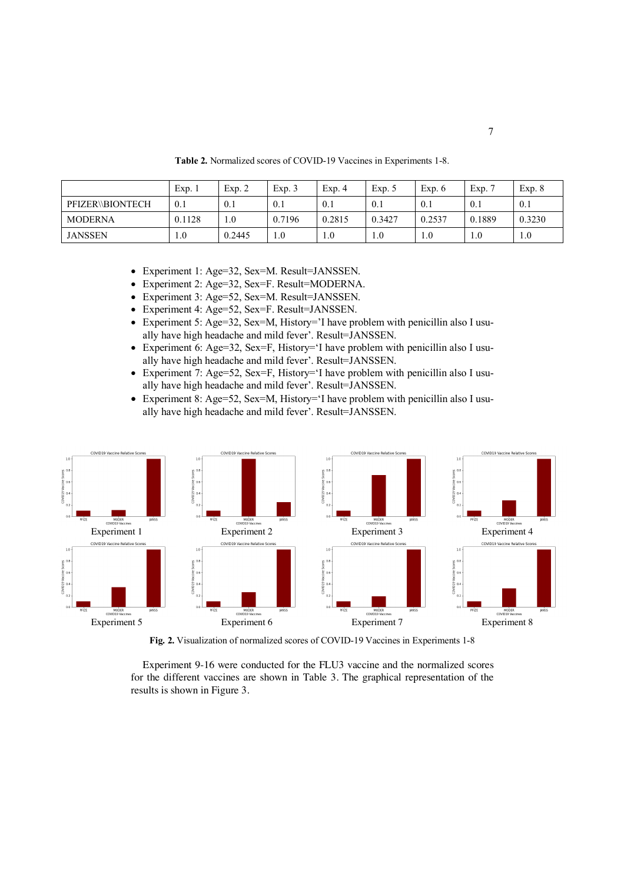**Table 2.** Normalized scores of COVID-19 Vaccines in Experiments 1-8.

| | Exp. 1 | Exp. 2 | Exp. 3 | Exp. 4 | Exp. 5 | Exp. 6 | Exp. 7 | Exp. 8 |
|---|---|---|---|---|---|---|---|---|
| PFIZER\\BIONTECH | 0.1 | 0.1 | 0.1 | 0.1 | 0.1 | 0.1 | 0.1 | 0.1 |
| MODERNA | 0.1128 | 1.0 | 0.7196 | 0.2815 | 0.3427 | 0.2537 | 0.1889 | 0.3230 |
| JANSSEN | 1.0 | 0.2445 | 1.0 | 1.0 | 1.0 | 1.0 | 1.0 | 1.0 |

- Experiment 1: Age=32, Sex=M. Result=JANSSEN.
- Experiment 2: Age=32, Sex=F. Result=MODERNA.
- Experiment 3: Age=52, Sex=M. Result=JANSSEN.
- Experiment 4: Age=52, Sex=F. Result=JANSSEN.
- Experiment 5: Age=32, Sex=M, History='I have problem with penicillin also I usually have high headache and mild fever'. Result=JANSSEN.
- Experiment 6: Age=32, Sex=F, History='I have problem with penicillin also I usually have high headache and mild fever'. Result=JANSSEN.
- Experiment 7: Age=52, Sex=F, History='I have problem with penicillin also I usually have high headache and mild fever'. Result=JANSSEN.
- Experiment 8: Age=52, Sex=M, History='I have problem with penicillin also I usually have high headache and mild fever'. Result=JANSSEN.

Experiment 1 Experiment 2 Experiment 3 Experiment 4

Experiment 5 Experiment 6 Experiment 7 Experiment 8

**Fig. 2.** Visualization of normalized scores of COVID-19 Vaccines in Experiments 1-8

Experiment 9-16 were conducted for the FLU3 vaccine and the normalized scores for the different vaccines are shown in Table 3. The graphical representation of the results is shown in Figure 3.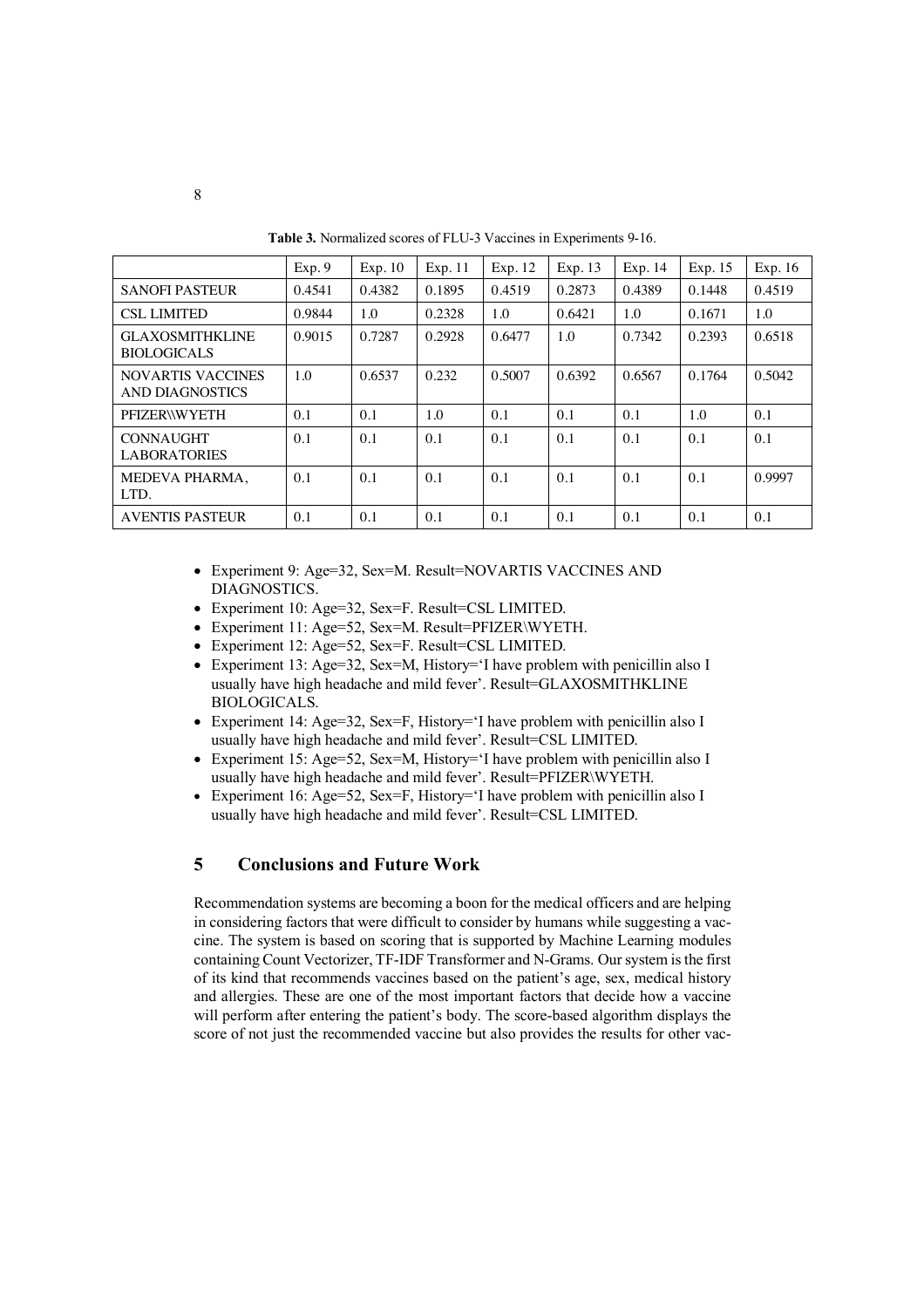**Table 3.** Normalized scores of FLU-3 Vaccines in Experiments 9-16.

| | Exp. 9 | Exp. 10 | Exp. 11 | Exp. 12 | Exp. 13 | Exp. 14 | Exp. 15 | Exp. 16 |
|---|---|---|---|---|---|---|---|---|
| SANOFI PASTEUR | 0.4541 | 0.4382 | 0.1895 | 0.4519 | 0.2873 | 0.4389 | 0.1448 | 0.4519 |
| CSL LIMITED | 0.9844 | 1.0 | 0.2328 | 1.0 | 0.6421 | 1.0 | 0.1671 | 1.0 |
| GLAXOSMITHKLINE BIOLOGICALS | 0.9015 | 0.7287 | 0.2928 | 0.6477 | 1.0 | 0.7342 | 0.2393 | 0.6518 |
| NOVARTIS VACCINES AND DIAGNOSTICS | 1.0 | 0.6537 | 0.232 | 0.5007 | 0.6392 | 0.6567 | 0.1764 | 0.5042 |
| PFIZER\\WYETH | 0.1 | 0.1 | 1.0 | 0.1 | 0.1 | 0.1 | 1.0 | 0.1 |
| CONNAUGHT LABORATORIES | 0.1 | 0.1 | 0.1 | 0.1 | 0.1 | 0.1 | 0.1 | 0.1 |
| MEDEVA PHARMA, LTD. | 0.1 | 0.1 | 0.1 | 0.1 | 0.1 | 0.1 | 0.1 | 0.9997 |
| AVENTIS PASTEUR | 0.1 | 0.1 | 0.1 | 0.1 | 0.1 | 0.1 | 0.1 | 0.1 |

- Experiment 9: Age=32, Sex=M. Result=NOVARTIS VACCINES AND DIAGNOSTICS.
- Experiment 10: Age=32, Sex=F. Result=CSL LIMITED.
- Experiment 11: Age=52, Sex=M. Result=PFIZER\WYETH.
- Experiment 12: Age=52, Sex=F. Result=CSL LIMITED.
- Experiment 13: Age=32, Sex=M, History='I have problem with penicillin also I usually have high headache and mild fever'. Result=GLAXOSMITHKLINE BIOLOGICALS.
- Experiment 14: Age=32, Sex=F, History='I have problem with penicillin also I usually have high headache and mild fever'. Result=CSL LIMITED.
- Experiment 15: Age=52, Sex=M, History='I have problem with penicillin also I usually have high headache and mild fever'. Result=PFIZER\WYETH.
- Experiment 16: Age=52, Sex=F, History='I have problem with penicillin also I usually have high headache and mild fever'. Result=CSL LIMITED.

## 5 Conclusions and Future Work

Recommendation systems are becoming a boon for the medical officers and are helping in considering factors that were difficult to consider by humans while suggesting a vaccine. The system is based on scoring that is supported by Machine Learning modules containing Count Vectorizer, TF-IDF Transformer and N-Grams. Our system is the first of its kind that recommends vaccines based on the patient's age, sex, medical history and allergies. These are one of the most important factors that decide how a vaccine will perform after entering the patient's body. The score-based algorithm displays the score of not just the recommended vaccine but also provides the results for other vac-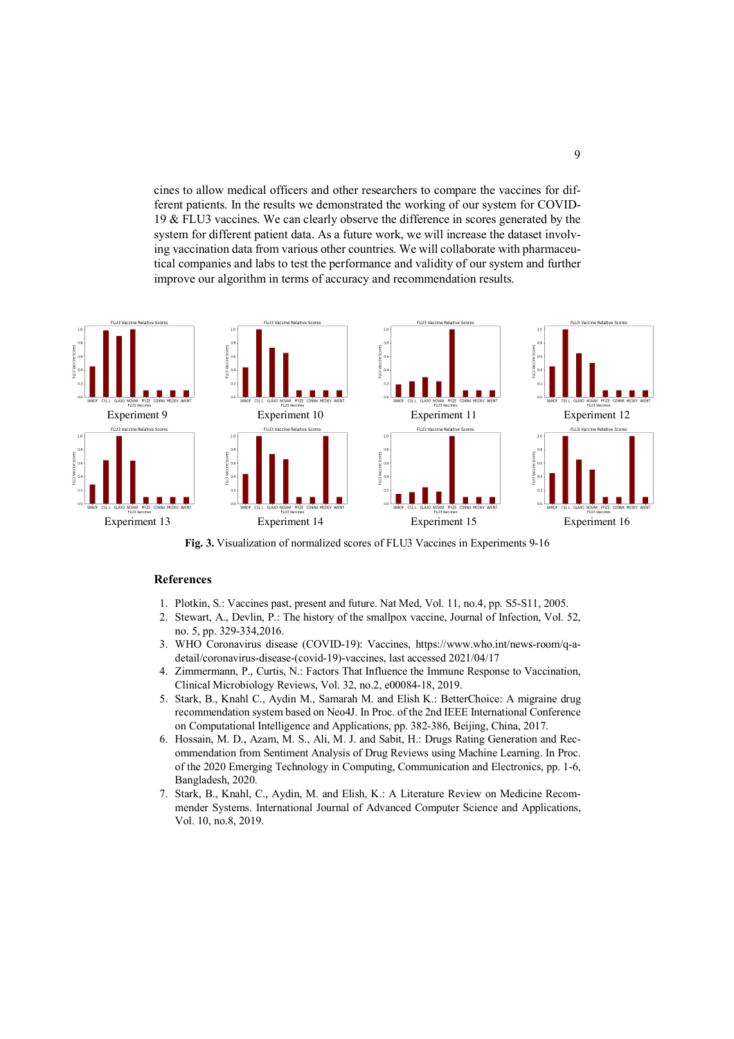cines to allow medical officers and other researchers to compare the vaccines for different patients. In the results we demonstrated the working of our system for COVID-19 & FLU3 vaccines. We can clearly observe the difference in scores generated by the system for different patient data. As a future work, we will increase the dataset involving vaccination data from various other countries. We will collaborate with pharmaceutical companies and labs to test the performance and validity of our system and further improve our algorithm in terms of accuracy and recommendation results.

Experiment 9 | Experiment 10 | Experiment 11 | Experiment 12

Experiment 13 | Experiment 14 | Experiment 15 | Experiment 16

**Fig. 3.** Visualization of normalized scores of FLU3 Vaccines in Experiments 9-16

## References

1. Plotkin, S.: Vaccines past, present and future. Nat Med, Vol. 11, no.4, pp. S5-S11, 2005.
2. Stewart, A., Devlin, P.: The history of the smallpox vaccine, Journal of Infection, Vol. 52, no. 5, pp. 329-334,2016.
3. WHO Coronavirus disease (COVID-19): Vaccines, https://www.who.int/news-room/q-a-detail/coronavirus-disease-(covid-19)-vaccines, last accessed 2021/04/17
4. Zimmermann, P., Curtis, N.: Factors That Influence the Immune Response to Vaccination, Clinical Microbiology Reviews, Vol. 32, no.2, e00084-18, 2019.
5. Stark, B., Knahl C., Aydin M., Samarah M. and Elish K.: BetterChoice: A migraine drug recommendation system based on Neo4J. In Proc. of the 2nd IEEE International Conference on Computational Intelligence and Applications, pp. 382-386, Beijing, China, 2017.
6. Hossain, M. D., Azam, M. S., Ali, M. J. and Sabit, H.: Drugs Rating Generation and Recommendation from Sentiment Analysis of Drug Reviews using Machine Learning. In Proc. of the 2020 Emerging Technology in Computing, Communication and Electronics, pp. 1-6, Bangladesh, 2020.
7. Stark, B., Knahl, C., Aydin, M. and Elish, K.: A Literature Review on Medicine Recommender Systems. International Journal of Advanced Computer Science and Applications, Vol. 10, no.8, 2019.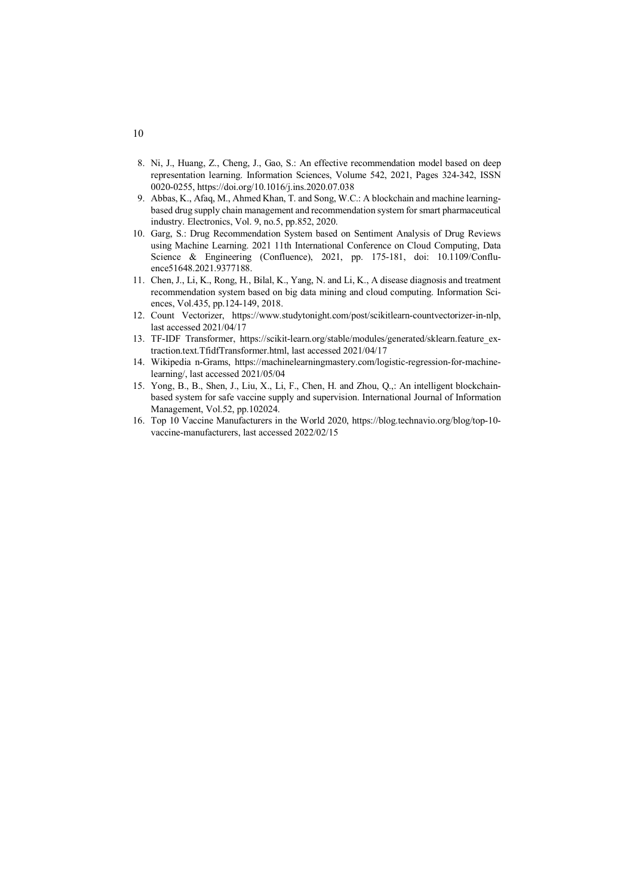8. Ni, J., Huang, Z., Cheng, J., Gao, S.: An effective recommendation model based on deep representation learning. Information Sciences, Volume 542, 2021, Pages 324-342, ISSN 0020-0255, https://doi.org/10.1016/j.ins.2020.07.038
9. Abbas, K., Afaq, M., Ahmed Khan, T. and Song, W.C.: A blockchain and machine learning-based drug supply chain management and recommendation system for smart pharmaceutical industry. Electronics, Vol. 9, no.5, pp.852, 2020.
10. Garg, S.: Drug Recommendation System based on Sentiment Analysis of Drug Reviews using Machine Learning. 2021 11th International Conference on Cloud Computing, Data Science & Engineering (Confluence), 2021, pp. 175-181, doi: 10.1109/Confluence51648.2021.9377188.
11. Chen, J., Li, K., Rong, H., Bilal, K., Yang, N. and Li, K., A disease diagnosis and treatment recommendation system based on big data mining and cloud computing. Information Sciences, Vol.435, pp.124-149, 2018.
12. Count Vectorizer, https://www.studytonight.com/post/scikitlearn-countvectorizer-in-nlp, last accessed 2021/04/17
13. TF-IDF Transformer, https://scikit-learn.org/stable/modules/generated/sklearn.feature_extraction.text.TfidfTransformer.html, last accessed 2021/04/17
14. Wikipedia n-Grams, https://machinelearningmastery.com/logistic-regression-for-machine-learning/, last accessed 2021/05/04
15. Yong, B., B., Shen, J., Liu, X., Li, F., Chen, H. and Zhou, Q.,: An intelligent blockchain-based system for safe vaccine supply and supervision. International Journal of Information Management, Vol.52, pp.102024.
16. Top 10 Vaccine Manufacturers in the World 2020, https://blog.technavio.org/blog/top-10-vaccine-manufacturers, last accessed 2022/02/15